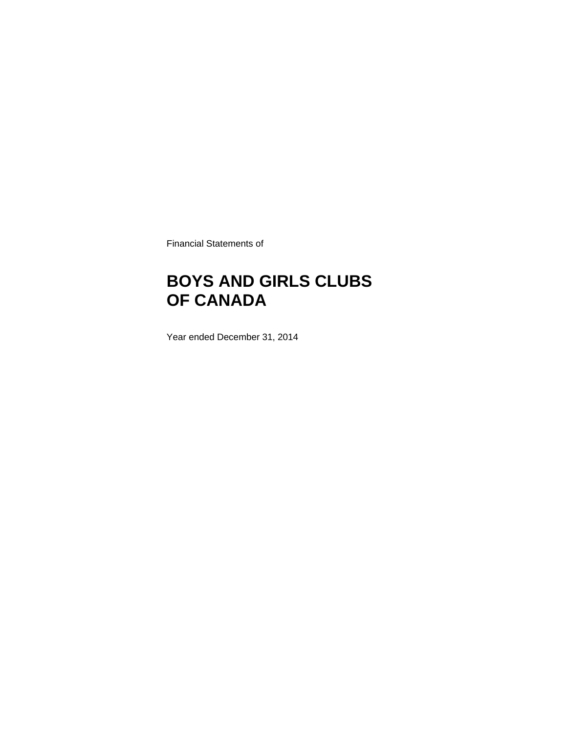Financial Statements of

# BOYS AND GIRLS CLUBS OF CANADA

Year ended December 31, 2014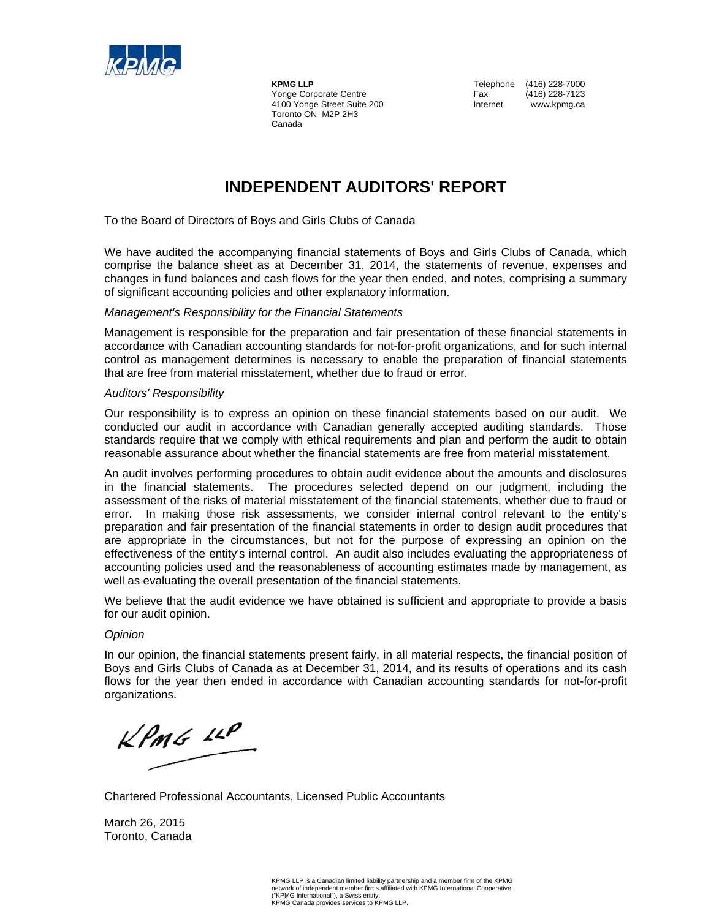KPMG

**KPMG LLP**
Yonge Corporate Centre
4100 Yonge Street Suite 200
Toronto ON M2P 2H3
Canada

Telephone (416) 228-7000
Fax (416) 228-7123
Internet www.kpmg.ca

# INDEPENDENT AUDITORS' REPORT

To the Board of Directors of Boys and Girls Clubs of Canada

We have audited the accompanying financial statements of Boys and Girls Clubs of Canada, which comprise the balance sheet as at December 31, 2014, the statements of revenue, expenses and changes in fund balances and cash flows for the year then ended, and notes, comprising a summary of significant accounting policies and other explanatory information.

*Management's Responsibility for the Financial Statements*

Management is responsible for the preparation and fair presentation of these financial statements in accordance with Canadian accounting standards for not-for-profit organizations, and for such internal control as management determines is necessary to enable the preparation of financial statements that are free from material misstatement, whether due to fraud or error.

*Auditors' Responsibility*

Our responsibility is to express an opinion on these financial statements based on our audit. We conducted our audit in accordance with Canadian generally accepted auditing standards. Those standards require that we comply with ethical requirements and plan and perform the audit to obtain reasonable assurance about whether the financial statements are free from material misstatement.

An audit involves performing procedures to obtain audit evidence about the amounts and disclosures in the financial statements. The procedures selected depend on our judgment, including the assessment of the risks of material misstatement of the financial statements, whether due to fraud or error. In making those risk assessments, we consider internal control relevant to the entity's preparation and fair presentation of the financial statements in order to design audit procedures that are appropriate in the circumstances, but not for the purpose of expressing an opinion on the effectiveness of the entity's internal control. An audit also includes evaluating the appropriateness of accounting policies used and the reasonableness of accounting estimates made by management, as well as evaluating the overall presentation of the financial statements.

We believe that the audit evidence we have obtained is sufficient and appropriate to provide a basis for our audit opinion.

*Opinion*

In our opinion, the financial statements present fairly, in all material respects, the financial position of Boys and Girls Clubs of Canada as at December 31, 2014, and its results of operations and its cash flows for the year then ended in accordance with Canadian accounting standards for not-for-profit organizations.

KPMG LLP

Chartered Professional Accountants, Licensed Public Accountants

March 26, 2015
Toronto, Canada

KPMG LLP is a Canadian limited liability partnership and a member firm of the KPMG network of independent member firms affiliated with KPMG International Cooperative ("KPMG International"), a Swiss entity.
KPMG Canada provides services to KPMG LLP.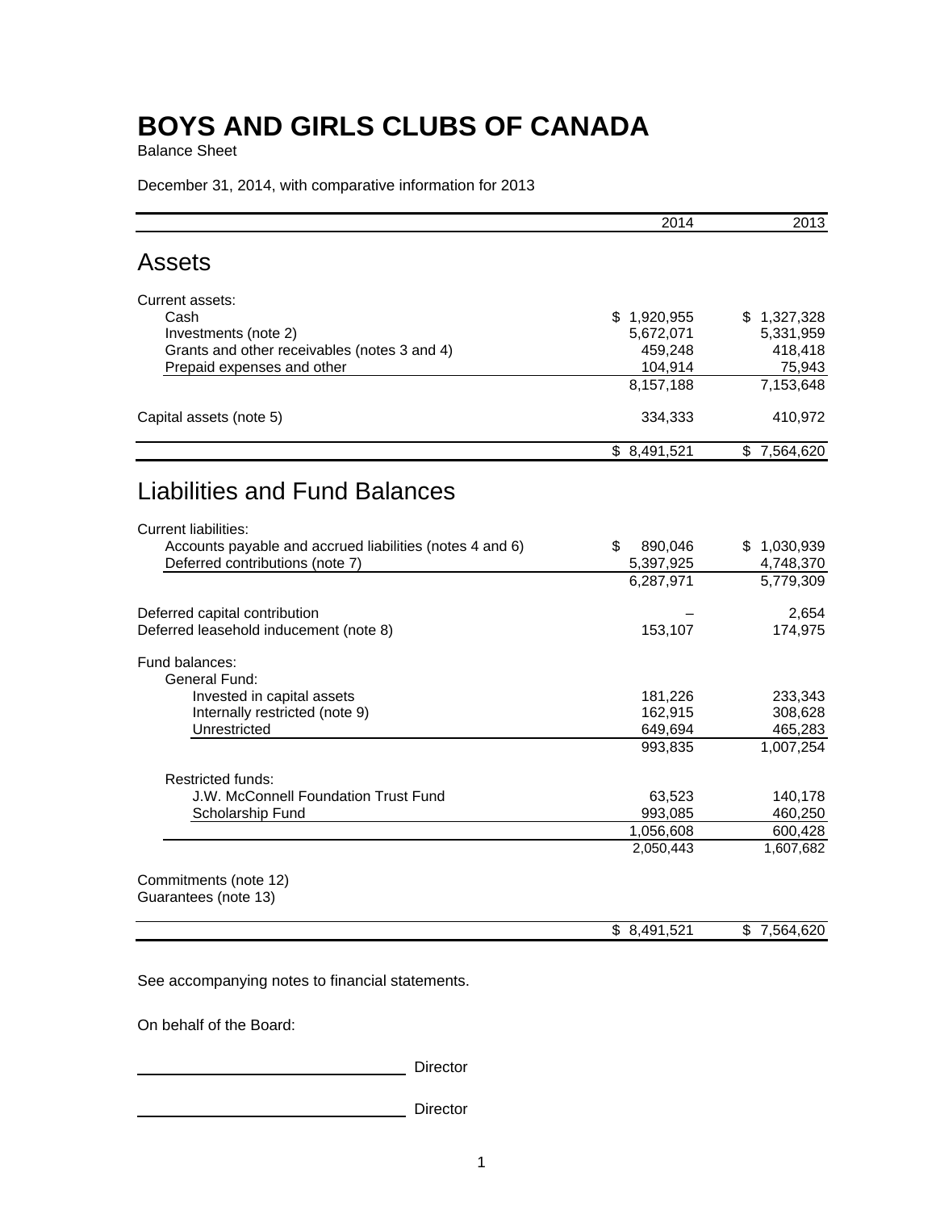# BOYS AND GIRLS CLUBS OF CANADA

Balance Sheet

December 31, 2014, with comparative information for 2013

| | 2014 | 2013 |
|---|---|---|
| **Assets** | | |
| Current assets: | | |
| Cash | $ 1,920,955 | $ 1,327,328 |
| Investments (note 2) | 5,672,071 | 5,331,959 |
| Grants and other receivables (notes 3 and 4) | 459,248 | 418,418 |
| Prepaid expenses and other | 104,914 | 75,943 |
| | 8,157,188 | 7,153,648 |
| Capital assets (note 5) | 334,333 | 410,972 |
| | $ 8,491,521 | $ 7,564,620 |
| **Liabilities and Fund Balances** | | |
| Current liabilities: | | |
| Accounts payable and accrued liabilities (notes 4 and 6) | $ 890,046 | $ 1,030,939 |
| Deferred contributions (note 7) | 5,397,925 | 4,748,370 |
| | 6,287,971 | 5,779,309 |
| Deferred capital contribution | – | 2,654 |
| Deferred leasehold inducement (note 8) | 153,107 | 174,975 |
| Fund balances: | | |
| General Fund: | | |
| Invested in capital assets | 181,226 | 233,343 |
| Internally restricted (note 9) | 162,915 | 308,628 |
| Unrestricted | 649,694 | 465,283 |
| | 993,835 | 1,007,254 |
| Restricted funds: | | |
| J.W. McConnell Foundation Trust Fund | 63,523 | 140,178 |
| Scholarship Fund | 993,085 | 460,250 |
| | 1,056,608 | 600,428 |
| | 2,050,443 | 1,607,682 |
| Commitments (note 12) | | |
| Guarantees (note 13) | | |
| | $ 8,491,521 | $ 7,564,620 |

See accompanying notes to financial statements.

On behalf of the Board:

\_\_\_\_\_\_\_\_\_\_\_\_\_\_\_\_\_\_\_\_\_\_\_\_ Director

\_\_\_\_\_\_\_\_\_\_\_\_\_\_\_\_\_\_\_\_\_\_\_\_ Director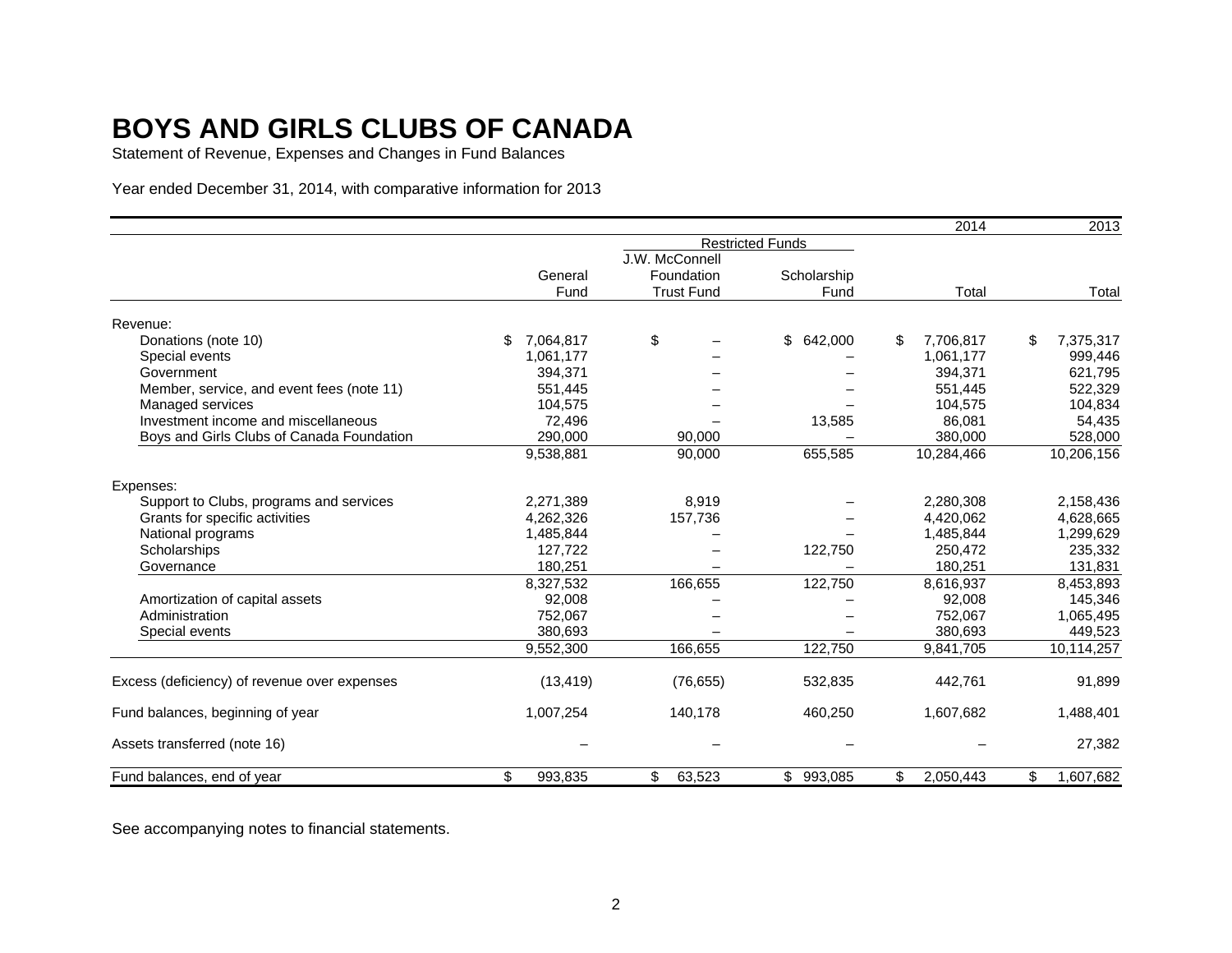# BOYS AND GIRLS CLUBS OF CANADA

Statement of Revenue, Expenses and Changes in Fund Balances

Year ended December 31, 2014, with comparative information for 2013

| | | Restricted Funds | | 2014 | 2013 |
|---|---|---|---|---|---|
| | General Fund | J.W. McConnell Foundation Trust Fund | Scholarship Fund | Total | Total |
| Revenue: | | | | | |
| Donations (note 10) | $ 7,064,817 | $ – | $ 642,000 | $ 7,706,817 | $ 7,375,317 |
| Special events | 1,061,177 | – | – | 1,061,177 | 999,446 |
| Government | 394,371 | – | – | 394,371 | 621,795 |
| Member, service, and event fees (note 11) | 551,445 | – | – | 551,445 | 522,329 |
| Managed services | 104,575 | – | – | 104,575 | 104,834 |
| Investment income and miscellaneous | 72,496 | – | 13,585 | 86,081 | 54,435 |
| Boys and Girls Clubs of Canada Foundation | 290,000 | 90,000 | – | 380,000 | 528,000 |
| | 9,538,881 | 90,000 | 655,585 | 10,284,466 | 10,206,156 |
| Expenses: | | | | | |
| Support to Clubs, programs and services | 2,271,389 | 8,919 | – | 2,280,308 | 2,158,436 |
| Grants for specific activities | 4,262,326 | 157,736 | – | 4,420,062 | 4,628,665 |
| National programs | 1,485,844 | – | – | 1,485,844 | 1,299,629 |
| Scholarships | 127,722 | – | 122,750 | 250,472 | 235,332 |
| Governance | 180,251 | – | – | 180,251 | 131,831 |
| | 8,327,532 | 166,655 | 122,750 | 8,616,937 | 8,453,893 |
| Amortization of capital assets | 92,008 | – | – | 92,008 | 145,346 |
| Administration | 752,067 | – | – | 752,067 | 1,065,495 |
| Special events | 380,693 | – | – | 380,693 | 449,523 |
| | 9,552,300 | 166,655 | 122,750 | 9,841,705 | 10,114,257 |
| Excess (deficiency) of revenue over expenses | (13,419) | (76,655) | 532,835 | 442,761 | 91,899 |
| Fund balances, beginning of year | 1,007,254 | 140,178 | 460,250 | 1,607,682 | 1,488,401 |
| Assets transferred (note 16) | – | – | – | – | 27,382 |
| Fund balances, end of year | $ 993,835 | $ 63,523 | $ 993,085 | $ 2,050,443 | $ 1,607,682 |

See accompanying notes to financial statements.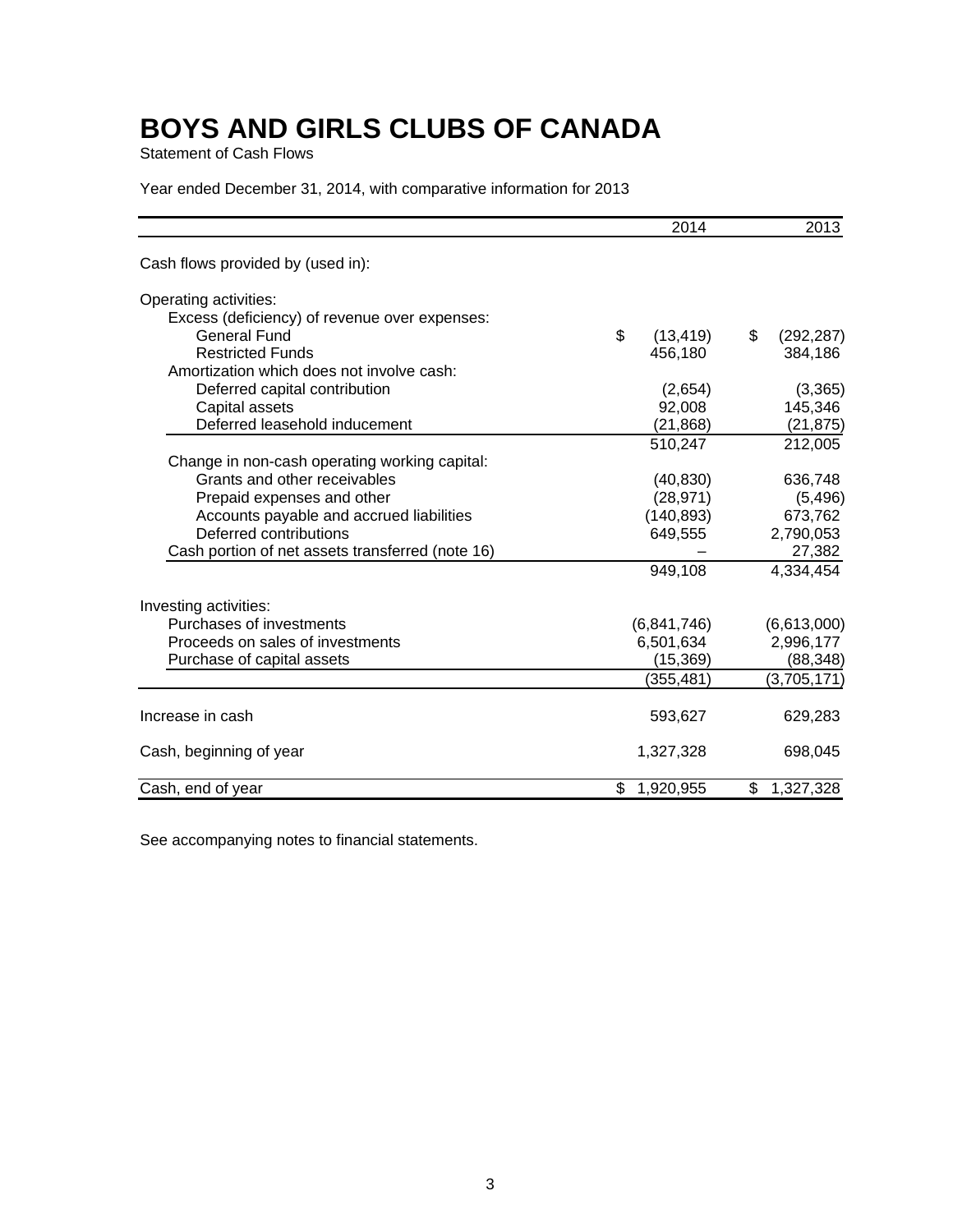# BOYS AND GIRLS CLUBS OF CANADA

Statement of Cash Flows

Year ended December 31, 2014, with comparative information for 2013

| | 2014 | 2013 |
|---|---|---|
| Cash flows provided by (used in): | | |
| Operating activities: | | |
| Excess (deficiency) of revenue over expenses: | | |
| General Fund | $ (13,419) | $ (292,287) |
| Restricted Funds | 456,180 | 384,186 |
| Amortization which does not involve cash: | | |
| Deferred capital contribution | (2,654) | (3,365) |
| Capital assets | 92,008 | 145,346 |
| Deferred leasehold inducement | (21,868) | (21,875) |
| | 510,247 | 212,005 |
| Change in non-cash operating working capital: | | |
| Grants and other receivables | (40,830) | 636,748 |
| Prepaid expenses and other | (28,971) | (5,496) |
| Accounts payable and accrued liabilities | (140,893) | 673,762 |
| Deferred contributions | 649,555 | 2,790,053 |
| Cash portion of net assets transferred (note 16) | – | 27,382 |
| | 949,108 | 4,334,454 |
| Investing activities: | | |
| Purchases of investments | (6,841,746) | (6,613,000) |
| Proceeds on sales of investments | 6,501,634 | 2,996,177 |
| Purchase of capital assets | (15,369) | (88,348) |
| | (355,481) | (3,705,171) |
| Increase in cash | 593,627 | 629,283 |
| Cash, beginning of year | 1,327,328 | 698,045 |
| Cash, end of year | $ 1,920,955 | $ 1,327,328 |

See accompanying notes to financial statements.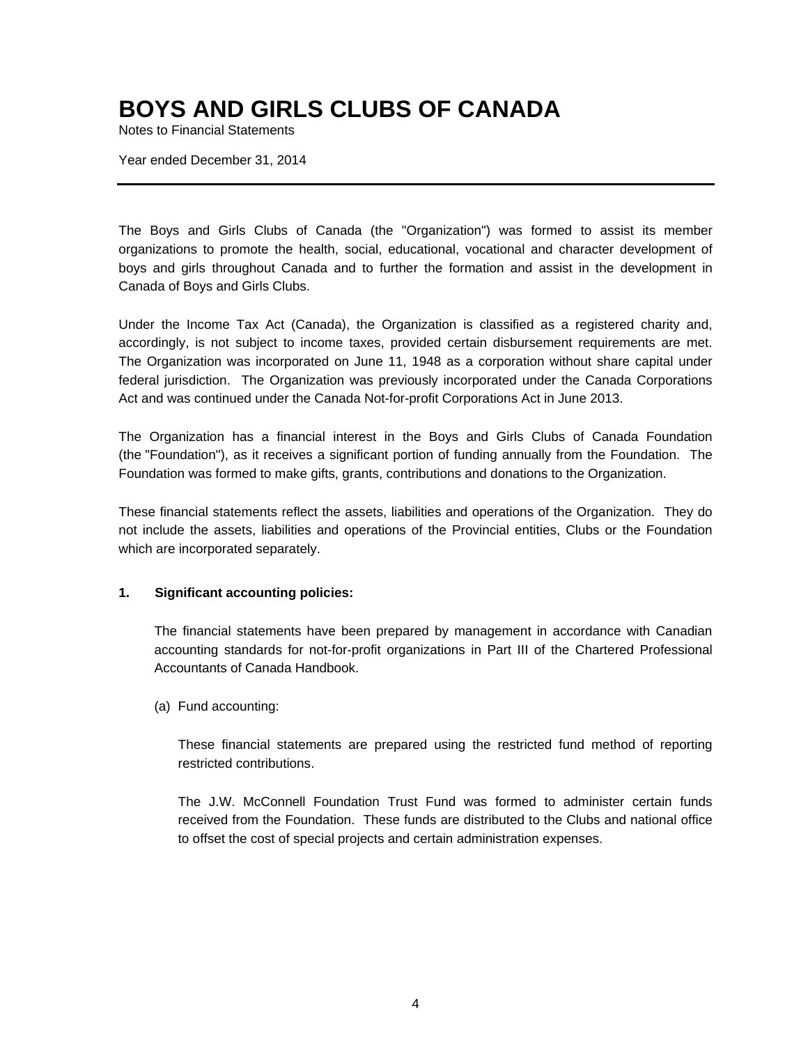# BOYS AND GIRLS CLUBS OF CANADA

Notes to Financial Statements

Year ended December 31, 2014

---

The Boys and Girls Clubs of Canada (the "Organization") was formed to assist its member organizations to promote the health, social, educational, vocational and character development of boys and girls throughout Canada and to further the formation and assist in the development in Canada of Boys and Girls Clubs.

Under the Income Tax Act (Canada), the Organization is classified as a registered charity and, accordingly, is not subject to income taxes, provided certain disbursement requirements are met. The Organization was incorporated on June 11, 1948 as a corporation without share capital under federal jurisdiction. The Organization was previously incorporated under the Canada Corporations Act and was continued under the Canada Not-for-profit Corporations Act in June 2013.

The Organization has a financial interest in the Boys and Girls Clubs of Canada Foundation (the "Foundation"), as it receives a significant portion of funding annually from the Foundation. The Foundation was formed to make gifts, grants, contributions and donations to the Organization.

These financial statements reflect the assets, liabilities and operations of the Organization. They do not include the assets, liabilities and operations of the Provincial entities, Clubs or the Foundation which are incorporated separately.

**1. Significant accounting policies:**

The financial statements have been prepared by management in accordance with Canadian accounting standards for not-for-profit organizations in Part III of the Chartered Professional Accountants of Canada Handbook.

(a) Fund accounting:

These financial statements are prepared using the restricted fund method of reporting restricted contributions.

The J.W. McConnell Foundation Trust Fund was formed to administer certain funds received from the Foundation. These funds are distributed to the Clubs and national office to offset the cost of special projects and certain administration expenses.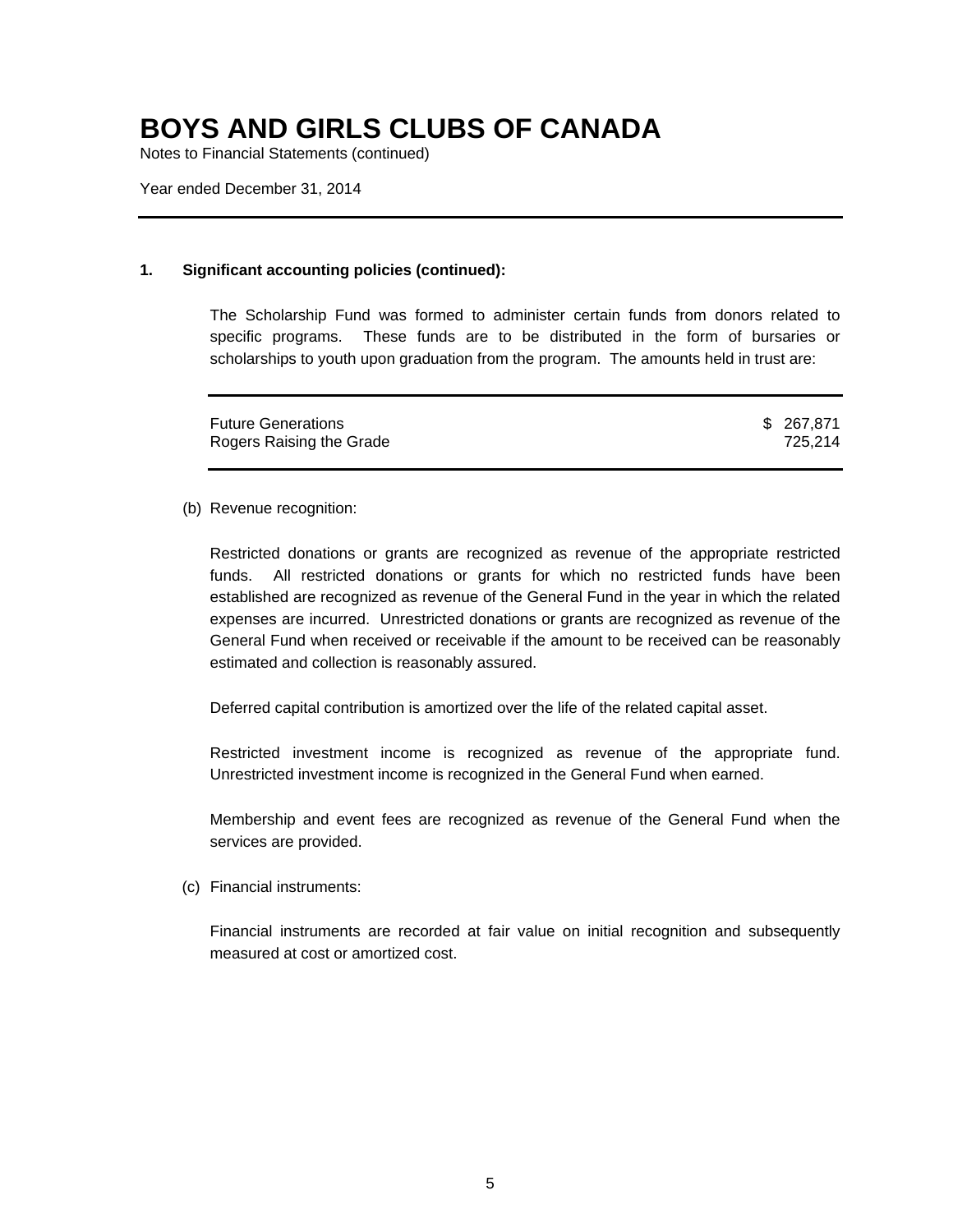# BOYS AND GIRLS CLUBS OF CANADA

Notes to Financial Statements (continued)

Year ended December 31, 2014

## 1. Significant accounting policies (continued):

The Scholarship Fund was formed to administer certain funds from donors related to specific programs. These funds are to be distributed in the form of bursaries or scholarships to youth upon graduation from the program. The amounts held in trust are:

| | |
|---|---|
| Future Generations | $ 267,871 |
| Rogers Raising the Grade | 725,214 |

(b) Revenue recognition:

Restricted donations or grants are recognized as revenue of the appropriate restricted funds. All restricted donations or grants for which no restricted funds have been established are recognized as revenue of the General Fund in the year in which the related expenses are incurred. Unrestricted donations or grants are recognized as revenue of the General Fund when received or receivable if the amount to be received can be reasonably estimated and collection is reasonably assured.

Deferred capital contribution is amortized over the life of the related capital asset.

Restricted investment income is recognized as revenue of the appropriate fund. Unrestricted investment income is recognized in the General Fund when earned.

Membership and event fees are recognized as revenue of the General Fund when the services are provided.

(c) Financial instruments:

Financial instruments are recorded at fair value on initial recognition and subsequently measured at cost or amortized cost.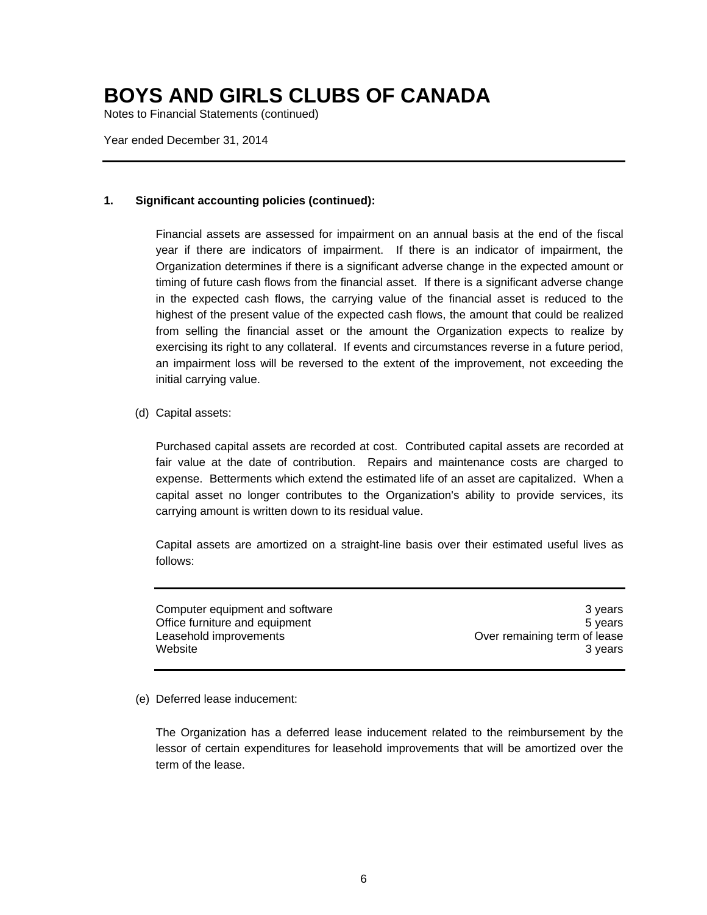# BOYS AND GIRLS CLUBS OF CANADA

Notes to Financial Statements (continued)

Year ended December 31, 2014

**1. Significant accounting policies (continued):**

Financial assets are assessed for impairment on an annual basis at the end of the fiscal year if there are indicators of impairment. If there is an indicator of impairment, the Organization determines if there is a significant adverse change in the expected amount or timing of future cash flows from the financial asset. If there is a significant adverse change in the expected cash flows, the carrying value of the financial asset is reduced to the highest of the present value of the expected cash flows, the amount that could be realized from selling the financial asset or the amount the Organization expects to realize by exercising its right to any collateral. If events and circumstances reverse in a future period, an impairment loss will be reversed to the extent of the improvement, not exceeding the initial carrying value.

(d) Capital assets:

Purchased capital assets are recorded at cost. Contributed capital assets are recorded at fair value at the date of contribution. Repairs and maintenance costs are charged to expense. Betterments which extend the estimated life of an asset are capitalized. When a capital asset no longer contributes to the Organization's ability to provide services, its carrying amount is written down to its residual value.

Capital assets are amortized on a straight-line basis over their estimated useful lives as follows:

| | |
|---|---|
| Computer equipment and software | 3 years |
| Office furniture and equipment | 5 years |
| Leasehold improvements | Over remaining term of lease |
| Website | 3 years |

(e) Deferred lease inducement:

The Organization has a deferred lease inducement related to the reimbursement by the lessor of certain expenditures for leasehold improvements that will be amortized over the term of the lease.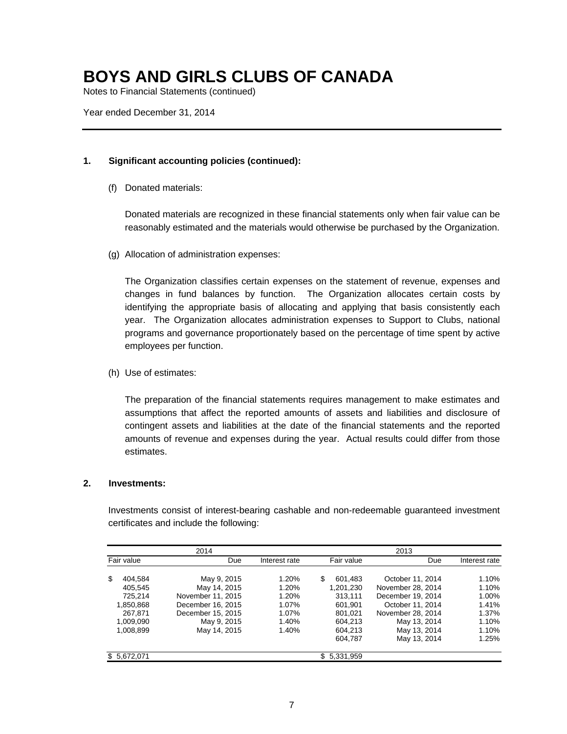# BOYS AND GIRLS CLUBS OF CANADA

Notes to Financial Statements (continued)

Year ended December 31, 2014

---

**1. Significant accounting policies (continued):**

(f) Donated materials:

Donated materials are recognized in these financial statements only when fair value can be reasonably estimated and the materials would otherwise be purchased by the Organization.

(g) Allocation of administration expenses:

The Organization classifies certain expenses on the statement of revenue, expenses and changes in fund balances by function. The Organization allocates certain costs by identifying the appropriate basis of allocating and applying that basis consistently each year. The Organization allocates administration expenses to Support to Clubs, national programs and governance proportionately based on the percentage of time spent by active employees per function.

(h) Use of estimates:

The preparation of the financial statements requires management to make estimates and assumptions that affect the reported amounts of assets and liabilities and disclosure of contingent assets and liabilities at the date of the financial statements and the reported amounts of revenue and expenses during the year. Actual results could differ from those estimates.

**2. Investments:**

Investments consist of interest-bearing cashable and non-redeemable guaranteed investment certificates and include the following:

| 2014 | | | 2013 | | |
|---|---|---|---|---|---|
| Fair value | Due | Interest rate | Fair value | Due | Interest rate |
| $ 404,584 | May 9, 2015 | 1.20% | $ 601,483 | October 11, 2014 | 1.10% |
| 405,545 | May 14, 2015 | 1.20% | 1,201,230 | November 28, 2014 | 1.10% |
| 725,214 | November 11, 2015 | 1.20% | 313,111 | December 19, 2014 | 1.00% |
| 1,850,868 | December 16, 2015 | 1.07% | 601,901 | October 11, 2014 | 1.41% |
| 267,871 | December 15, 2015 | 1.07% | 801,021 | November 28, 2014 | 1.37% |
| 1,009,090 | May 9, 2015 | 1.40% | 604,213 | May 13, 2014 | 1.10% |
| 1,008,899 | May 14, 2015 | 1.40% | 604,213 | May 13, 2014 | 1.10% |
| | | | 604,787 | May 13, 2014 | 1.25% |
| $ 5,672,071 | | | $ 5,331,959 | | |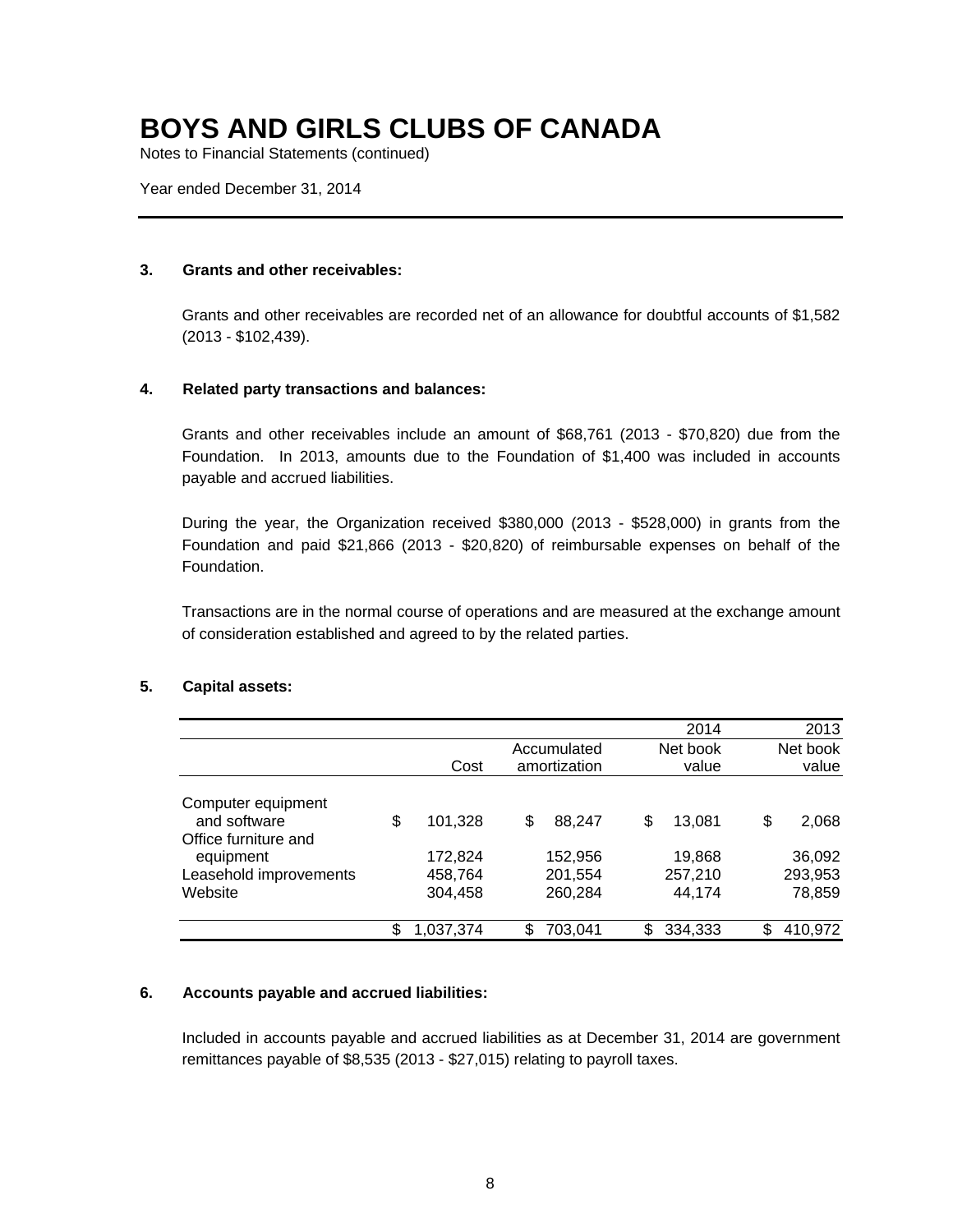# BOYS AND GIRLS CLUBS OF CANADA

Notes to Financial Statements (continued)

Year ended December 31, 2014

---

### 3. Grants and other receivables:

Grants and other receivables are recorded net of an allowance for doubtful accounts of $1,582 (2013 - $102,439).

### 4. Related party transactions and balances:

Grants and other receivables include an amount of $68,761 (2013 - $70,820) due from the Foundation. In 2013, amounts due to the Foundation of $1,400 was included in accounts payable and accrued liabilities.

During the year, the Organization received $380,000 (2013 - $528,000) in grants from the Foundation and paid $21,866 (2013 - $20,820) of reimbursable expenses on behalf of the Foundation.

Transactions are in the normal course of operations and are measured at the exchange amount of consideration established and agreed to by the related parties.

### 5. Capital assets:

| | | | 2014 | 2013 |
|---|---|---|---|---|
| | Cost | Accumulated amortization | Net book value | Net book value |
| Computer equipment and software | $ 101,328 | $ 88,247 | $ 13,081 | $ 2,068 |
| Office furniture and equipment | 172,824 | 152,956 | 19,868 | 36,092 |
| Leasehold improvements | 458,764 | 201,554 | 257,210 | 293,953 |
| Website | 304,458 | 260,284 | 44,174 | 78,859 |
| | $ 1,037,374 | $ 703,041 | $ 334,333 | $ 410,972 |

### 6. Accounts payable and accrued liabilities:

Included in accounts payable and accrued liabilities as at December 31, 2014 are government remittances payable of $8,535 (2013 - $27,015) relating to payroll taxes.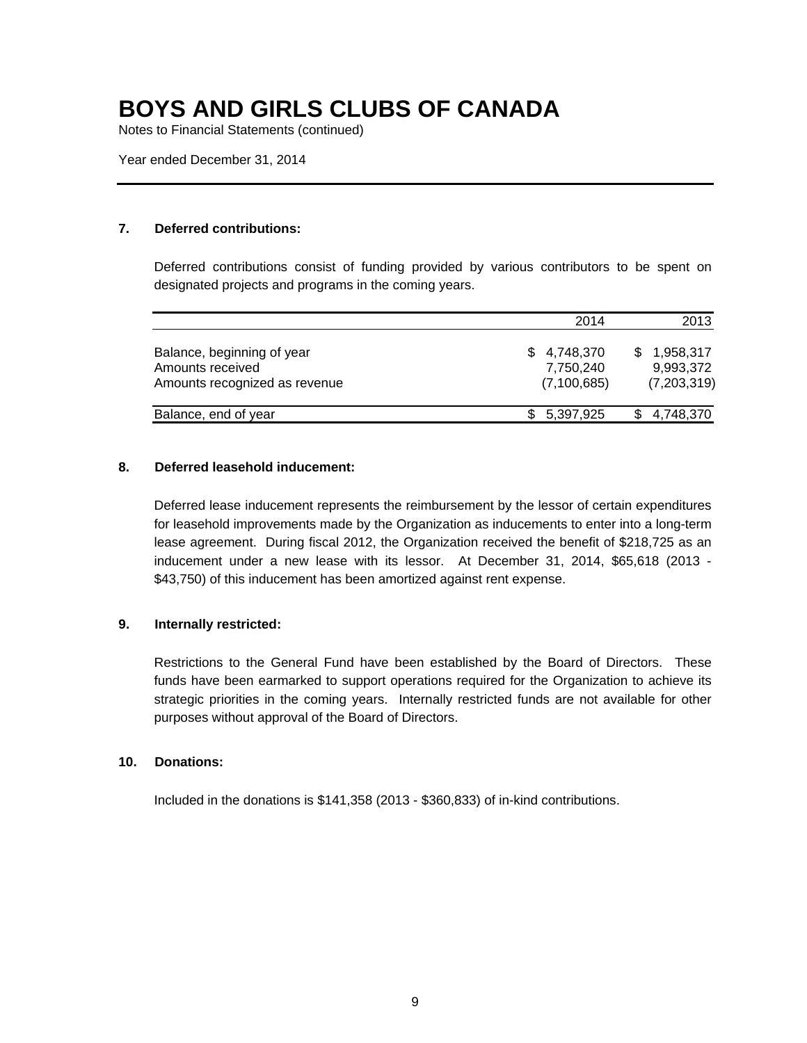# BOYS AND GIRLS CLUBS OF CANADA

Notes to Financial Statements (continued)

Year ended December 31, 2014

## 7. Deferred contributions:

Deferred contributions consist of funding provided by various contributors to be spent on designated projects and programs in the coming years.

| | 2014 | 2013 |
|---|---|---|
| Balance, beginning of year | $ 4,748,370 | $ 1,958,317 |
| Amounts received | 7,750,240 | 9,993,372 |
| Amounts recognized as revenue | (7,100,685) | (7,203,319) |
| Balance, end of year | $ 5,397,925 | $ 4,748,370 |

## 8. Deferred leasehold inducement:

Deferred lease inducement represents the reimbursement by the lessor of certain expenditures for leasehold improvements made by the Organization as inducements to enter into a long-term lease agreement. During fiscal 2012, the Organization received the benefit of $218,725 as an inducement under a new lease with its lessor. At December 31, 2014, $65,618 (2013 - $43,750) of this inducement has been amortized against rent expense.

## 9. Internally restricted:

Restrictions to the General Fund have been established by the Board of Directors. These funds have been earmarked to support operations required for the Organization to achieve its strategic priorities in the coming years. Internally restricted funds are not available for other purposes without approval of the Board of Directors.

## 10. Donations:

Included in the donations is $141,358 (2013 - $360,833) of in-kind contributions.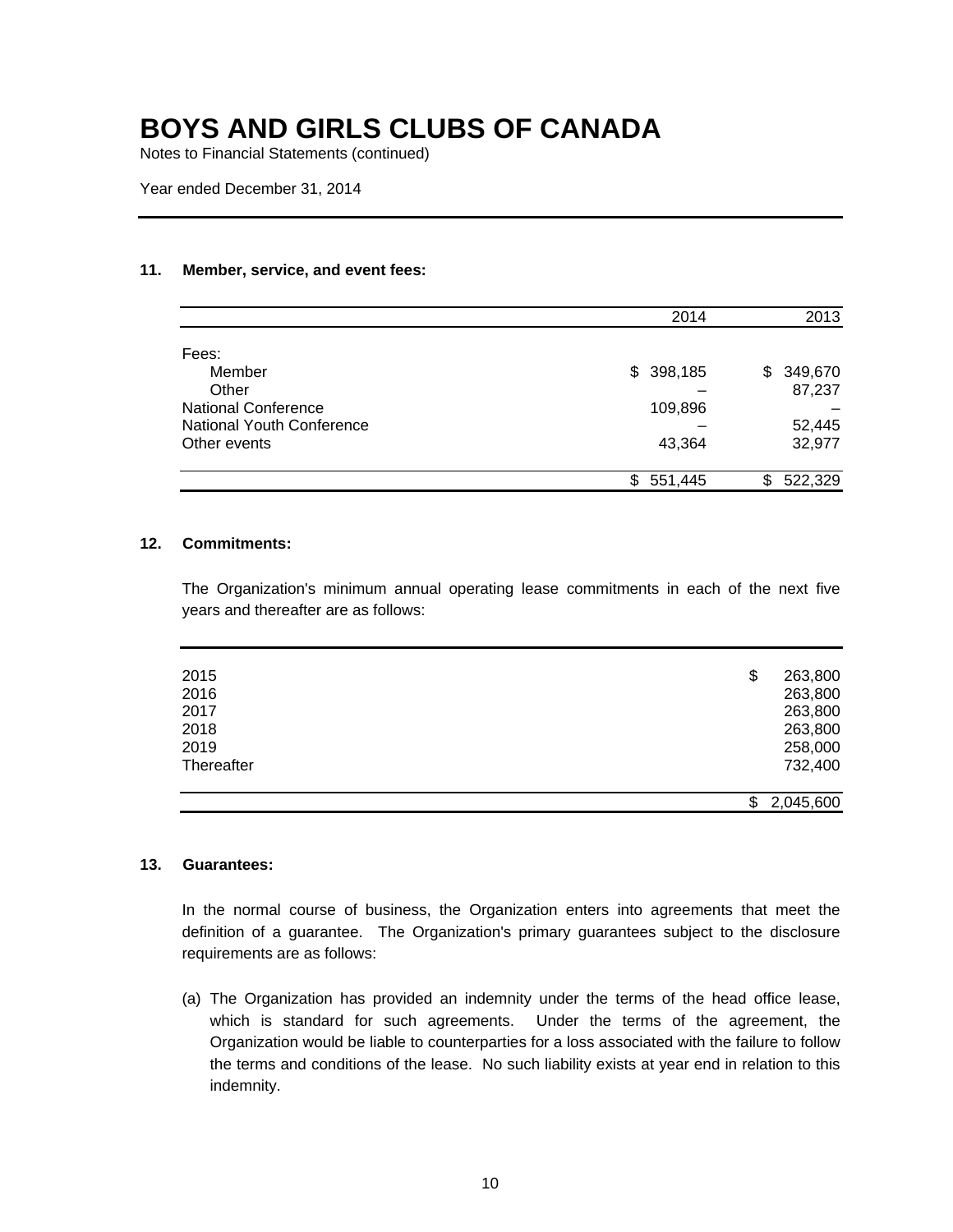# BOYS AND GIRLS CLUBS OF CANADA

Notes to Financial Statements (continued)

Year ended December 31, 2014

## 11. Member, service, and event fees:

| | 2014 | 2013 |
|---|---|---|
| Fees: | | |
| Member | $ 398,185 | $ 349,670 |
| Other | – | 87,237 |
| National Conference | 109,896 | – |
| National Youth Conference | – | 52,445 |
| Other events | 43,364 | 32,977 |
| | $ 551,445 | $ 522,329 |

## 12. Commitments:

The Organization's minimum annual operating lease commitments in each of the next five years and thereafter are as follows:

| | |
|---|---|
| 2015 | $ 263,800 |
| 2016 | 263,800 |
| 2017 | 263,800 |
| 2018 | 263,800 |
| 2019 | 258,000 |
| Thereafter | 732,400 |
| | $ 2,045,600 |

## 13. Guarantees:

In the normal course of business, the Organization enters into agreements that meet the definition of a guarantee. The Organization's primary guarantees subject to the disclosure requirements are as follows:

(a) The Organization has provided an indemnity under the terms of the head office lease, which is standard for such agreements. Under the terms of the agreement, the Organization would be liable to counterparties for a loss associated with the failure to follow the terms and conditions of the lease. No such liability exists at year end in relation to this indemnity.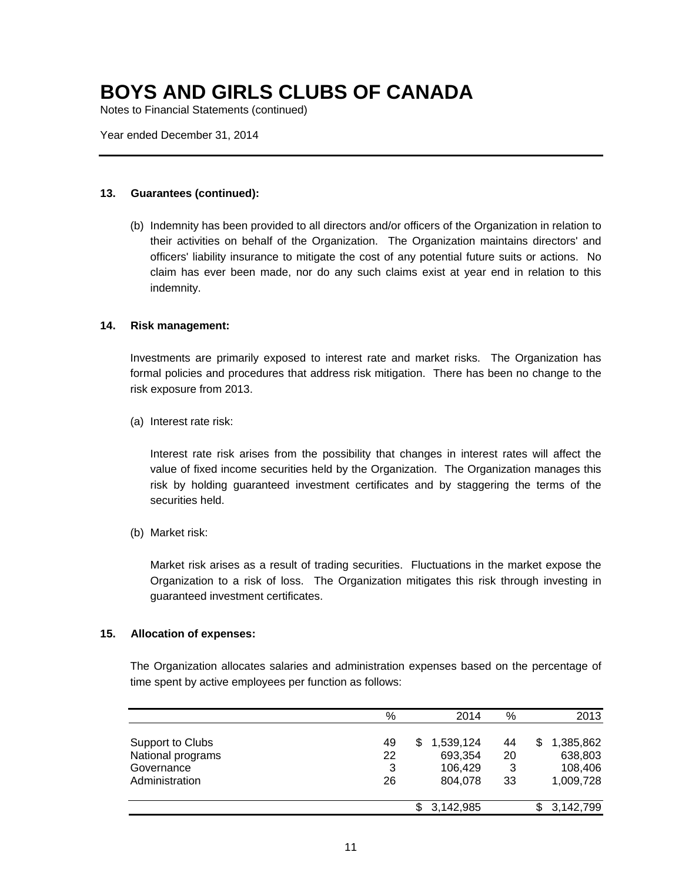# BOYS AND GIRLS CLUBS OF CANADA

Notes to Financial Statements (continued)

Year ended December 31, 2014

**13. Guarantees (continued):**

(b) Indemnity has been provided to all directors and/or officers of the Organization in relation to their activities on behalf of the Organization. The Organization maintains directors' and officers' liability insurance to mitigate the cost of any potential future suits or actions. No claim has ever been made, nor do any such claims exist at year end in relation to this indemnity.

**14. Risk management:**

Investments are primarily exposed to interest rate and market risks. The Organization has formal policies and procedures that address risk mitigation. There has been no change to the risk exposure from 2013.

(a) Interest rate risk:

Interest rate risk arises from the possibility that changes in interest rates will affect the value of fixed income securities held by the Organization. The Organization manages this risk by holding guaranteed investment certificates and by staggering the terms of the securities held.

(b) Market risk:

Market risk arises as a result of trading securities. Fluctuations in the market expose the Organization to a risk of loss. The Organization mitigates this risk through investing in guaranteed investment certificates.

**15. Allocation of expenses:**

The Organization allocates salaries and administration expenses based on the percentage of time spent by active employees per function as follows:

| | % | 2014 | % | 2013 |
|---|---|---|---|---|
| Support to Clubs | 49 | $ 1,539,124 | 44 | $ 1,385,862 |
| National programs | 22 | 693,354 | 20 | 638,803 |
| Governance | 3 | 106,429 | 3 | 108,406 |
| Administration | 26 | 804,078 | 33 | 1,009,728 |
| | | $ 3,142,985 | | $ 3,142,799 |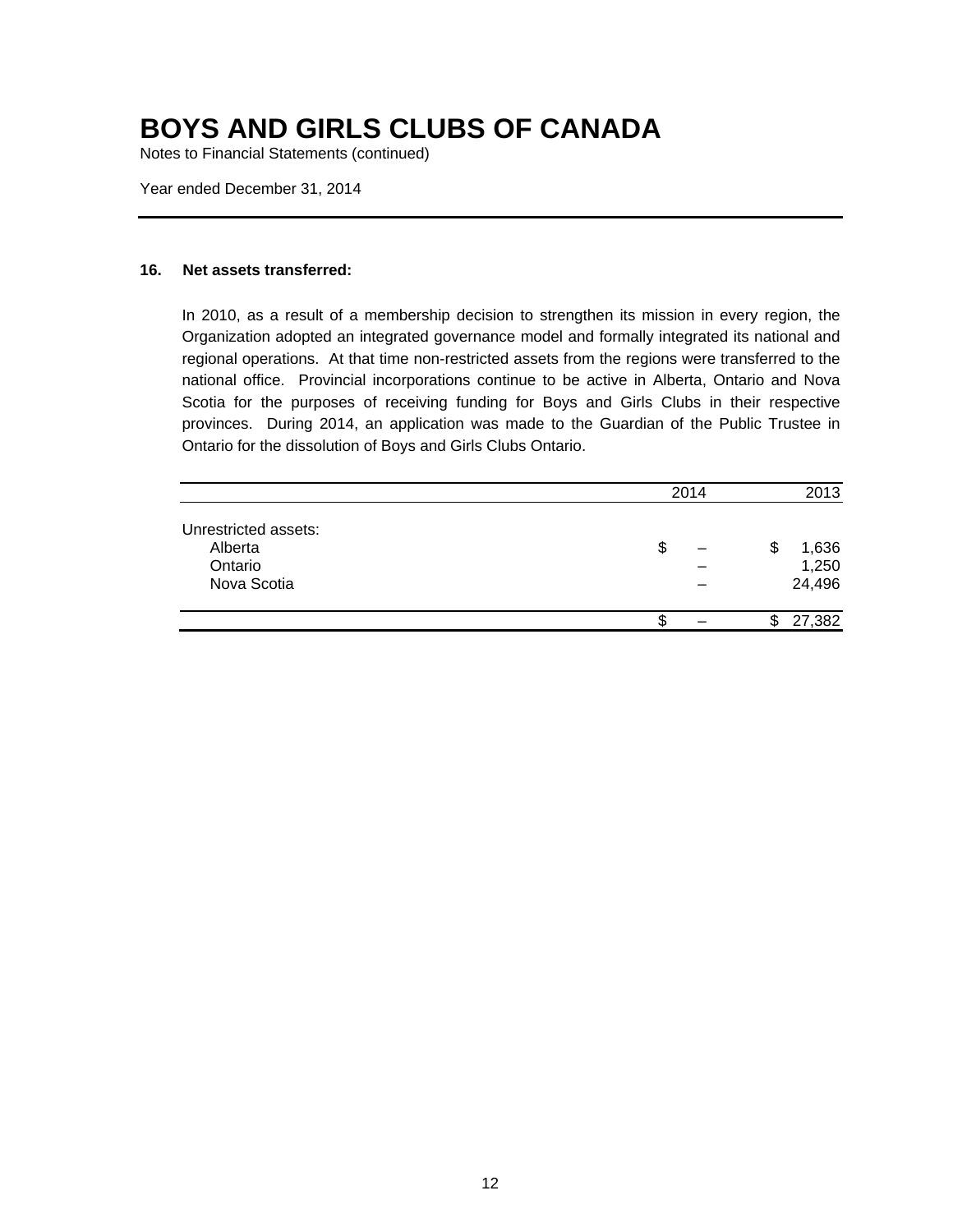# BOYS AND GIRLS CLUBS OF CANADA

Notes to Financial Statements (continued)

Year ended December 31, 2014

### 16. Net assets transferred:

In 2010, as a result of a membership decision to strengthen its mission in every region, the Organization adopted an integrated governance model and formally integrated its national and regional operations. At that time non-restricted assets from the regions were transferred to the national office. Provincial incorporations continue to be active in Alberta, Ontario and Nova Scotia for the purposes of receiving funding for Boys and Girls Clubs in their respective provinces. During 2014, an application was made to the Guardian of the Public Trustee in Ontario for the dissolution of Boys and Girls Clubs Ontario.

| | 2014 | 2013 |
|---|---|---|
| Unrestricted assets: | | |
| Alberta | $ – | $ 1,636 |
| Ontario | – | 1,250 |
| Nova Scotia | – | 24,496 |
| | $ – | $ 27,382 |